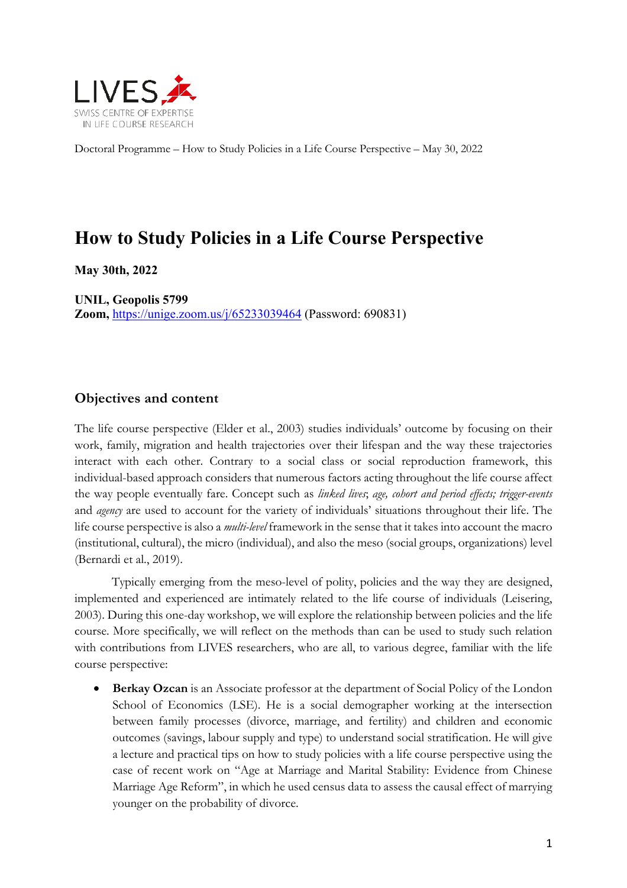LIVES
SWISS CENTRE OF EXPERTISE
IN LIFE COURSE RESEARCH

Doctoral Programme – How to Study Policies in a Life Course Perspective – May 30, 2022

# How to Study Policies in a Life Course Perspective

**May 30th, 2022**

**UNIL, Geopolis 5799**
**Zoom,** https://unige.zoom.us/j/65233039464 (Password: 690831)

## Objectives and content

The life course perspective (Elder et al., 2003) studies individuals' outcome by focusing on their work, family, migration and health trajectories over their lifespan and the way these trajectories interact with each other. Contrary to a social class or social reproduction framework, this individual-based approach considers that numerous factors acting throughout the life course affect the way people eventually fare. Concept such as *linked lives*; *age, cohort and period effects; trigger-events* and *agency* are used to account for the variety of individuals' situations throughout their life. The life course perspective is also a *multi-level* framework in the sense that it takes into account the macro (institutional, cultural), the micro (individual), and also the meso (social groups, organizations) level (Bernardi et al., 2019).

Typically emerging from the meso-level of polity, policies and the way they are designed, implemented and experienced are intimately related to the life course of individuals (Leisering, 2003). During this one-day workshop, we will explore the relationship between policies and the life course. More specifically, we will reflect on the methods than can be used to study such relation with contributions from LIVES researchers, who are all, to various degree, familiar with the life course perspective:

- **Berkay Ozcan** is an Associate professor at the department of Social Policy of the London School of Economics (LSE). He is a social demographer working at the intersection between family processes (divorce, marriage, and fertility) and children and economic outcomes (savings, labour supply and type) to understand social stratification. He will give a lecture and practical tips on how to study policies with a life course perspective using the case of recent work on "Age at Marriage and Marital Stability: Evidence from Chinese Marriage Age Reform", in which he used census data to assess the causal effect of marrying younger on the probability of divorce.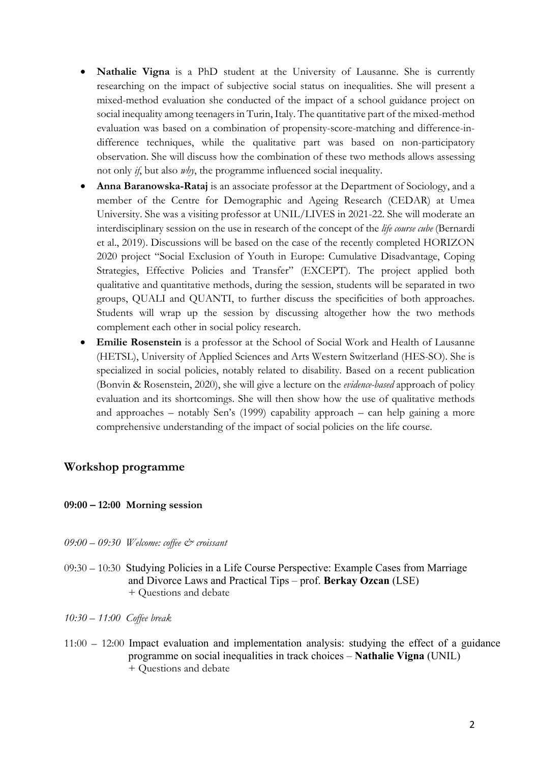- **Nathalie Vigna** is a PhD student at the University of Lausanne. She is currently researching on the impact of subjective social status on inequalities. She will present a mixed-method evaluation she conducted of the impact of a school guidance project on social inequality among teenagers in Turin, Italy. The quantitative part of the mixed-method evaluation was based on a combination of propensity-score-matching and difference-in-difference techniques, while the qualitative part was based on non-participatory observation. She will discuss how the combination of these two methods allows assessing not only *if*, but also *why*, the programme influenced social inequality.
- **Anna Baranowska-Rataj** is an associate professor at the Department of Sociology, and a member of the Centre for Demographic and Ageing Research (CEDAR) at Umea University. She was a visiting professor at UNIL/LIVES in 2021-22. She will moderate an interdisciplinary session on the use in research of the concept of the *life course cube* (Bernardi et al., 2019). Discussions will be based on the case of the recently completed HORIZON 2020 project "Social Exclusion of Youth in Europe: Cumulative Disadvantage, Coping Strategies, Effective Policies and Transfer" (EXCEPT). The project applied both qualitative and quantitative methods, during the session, students will be separated in two groups, QUALI and QUANTI, to further discuss the specificities of both approaches. Students will wrap up the session by discussing altogether how the two methods complement each other in social policy research.
- **Emilie Rosenstein** is a professor at the School of Social Work and Health of Lausanne (HETSL), University of Applied Sciences and Arts Western Switzerland (HES-SO). She is specialized in social policies, notably related to disability. Based on a recent publication (Bonvin & Rosenstein, 2020), she will give a lecture on the *evidence-based* approach of policy evaluation and its shortcomings. She will then show how the use of qualitative methods and approaches – notably Sen's (1999) capability approach – can help gaining a more comprehensive understanding of the impact of social policies on the life course.

## Workshop programme

**09:00 – 12:00 Morning session**

*09:00 – 09:30 Welcome: coffee & croissant*

09:30 – 10:30 Studying Policies in a Life Course Perspective: Example Cases from Marriage and Divorce Laws and Practical Tips – prof. **Berkay Ozcan** (LSE)
+ Questions and debate

*10:30 – 11:00 Coffee break*

11:00 – 12:00 Impact evaluation and implementation analysis: studying the effect of a guidance programme on social inequalities in track choices – **Nathalie Vigna** (UNIL)
+ Questions and debate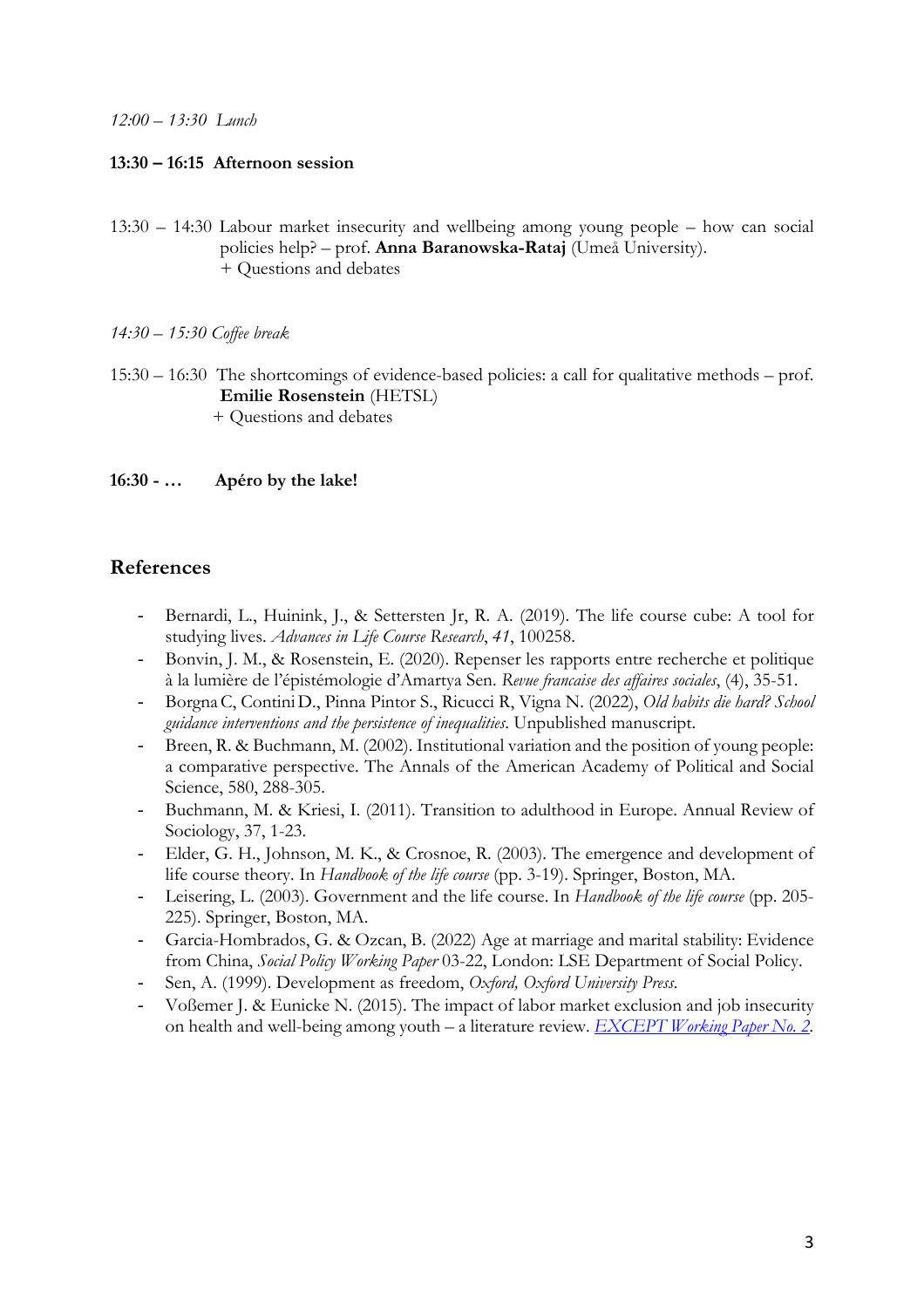*12:00 – 13:30 Lunch*

**13:30 – 16:15 Afternoon session**

13:30 – 14:30 Labour market insecurity and wellbeing among young people – how can social policies help? – prof. **Anna Baranowska-Rataj** (Umeå University).
+ Questions and debates

*14:30 – 15:30 Coffee break*

15:30 – 16:30 The shortcomings of evidence-based policies: a call for qualitative methods – prof. **Emilie Rosenstein** (HETSL)
+ Questions and debates

**16:30 - … Apéro by the lake!**

## References

- Bernardi, L., Huinink, J., & Settersten Jr, R. A. (2019). The life course cube: A tool for studying lives. *Advances in Life Course Research*, *41*, 100258.
- Bonvin, J. M., & Rosenstein, E. (2020). Repenser les rapports entre recherche et politique à la lumière de l'épistémologie d'Amartya Sen. *Revue francaise des affaires sociales*, (4), 35-51.
- Borgna C, Contini D., Pinna Pintor S., Ricucci R, Vigna N. (2022), *Old habits die hard? School guidance interventions and the persistence of inequalities*. Unpublished manuscript.
- Breen, R. & Buchmann, M. (2002). Institutional variation and the position of young people: a comparative perspective. The Annals of the American Academy of Political and Social Science, 580, 288-305.
- Buchmann, M. & Kriesi, I. (2011). Transition to adulthood in Europe. Annual Review of Sociology, 37, 1-23.
- Elder, G. H., Johnson, M. K., & Crosnoe, R. (2003). The emergence and development of life course theory. In *Handbook of the life course* (pp. 3-19). Springer, Boston, MA.
- Leisering, L. (2003). Government and the life course. In *Handbook of the life course* (pp. 205-225). Springer, Boston, MA.
- Garcia-Hombrados, G. & Ozcan, B. (2022) Age at marriage and marital stability: Evidence from China, *Social Policy Working Paper* 03-22, London: LSE Department of Social Policy.
- Sen, A. (1999). Development as freedom, *Oxford, Oxford University Press*.
- Voßemer J. & Eunicke N. (2015). The impact of labor market exclusion and job insecurity on health and well-being among youth – a literature review. *EXCEPT Working Paper No. 2*.